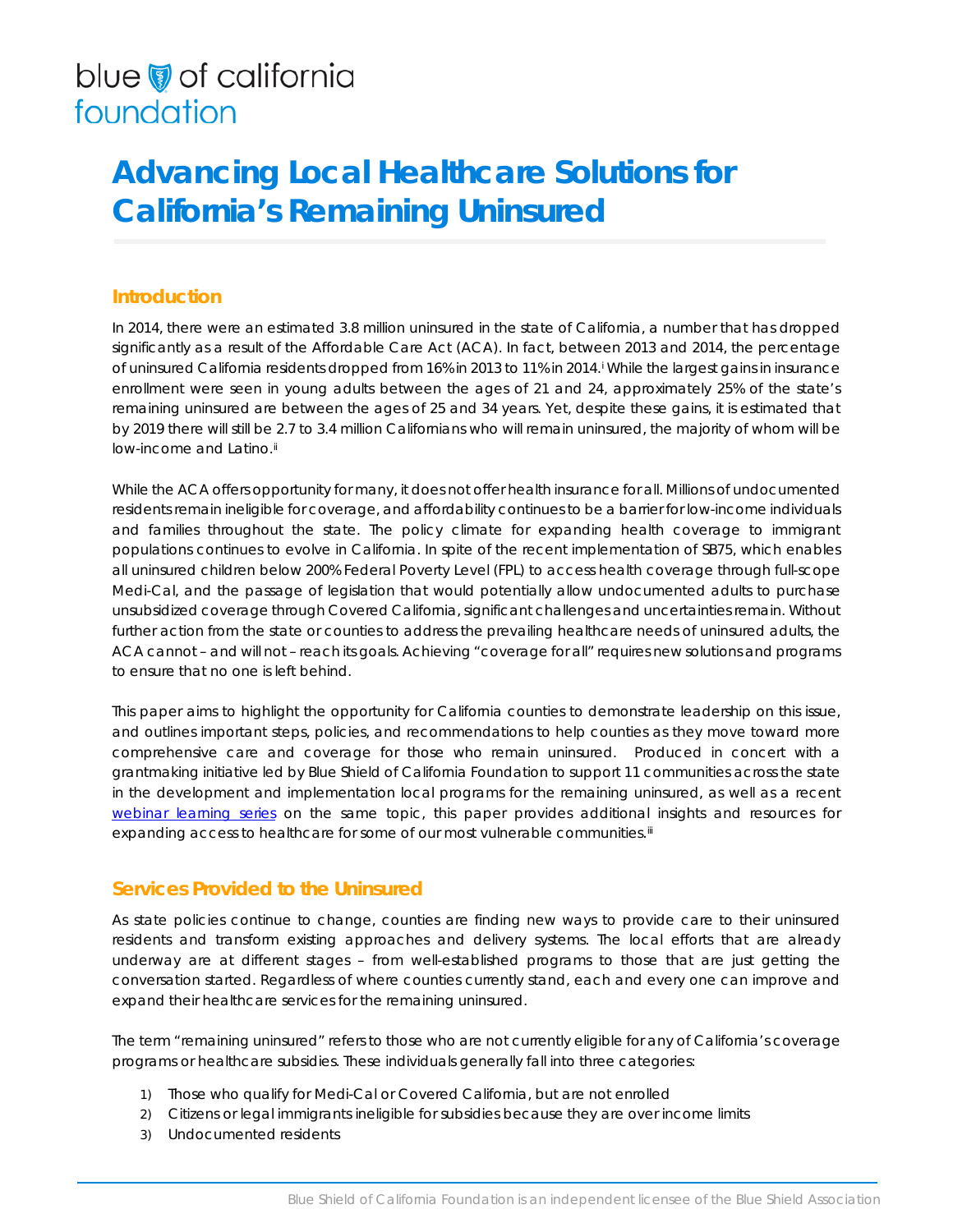blue of california foundation

# Advancing Local Healthcare Solutions for California's Remaining Uninsured

## Introduction

In 2014, there were an estimated 3.8 million uninsured in the state of California, a number that has dropped significantly as a result of the Affordable Care Act (ACA). In fact, between 2013 and 2014, the percentage of uninsured California residents dropped from 16% in 2013 to 11% in 2014.[i] While the largest gains in insurance enrollment were seen in young adults between the ages of 21 and 24, approximately 25% of the state's remaining uninsured are between the ages of 25 and 34 years. Yet, despite these gains, it is estimated that by 2019 there will still be 2.7 to 3.4 million Californians who will remain uninsured, the majority of whom will be low-income and Latino.[ii]

While the ACA offers opportunity for many, it does not offer health insurance for all. Millions of undocumented residents remain ineligible for coverage, and affordability continues to be a barrier for low-income individuals and families throughout the state. The policy climate for expanding health coverage to immigrant populations continues to evolve in California. In spite of the recent implementation of SB75, which enables all uninsured children below 200% Federal Poverty Level (FPL) to access health coverage through full-scope Medi-Cal, and the passage of legislation that would potentially allow undocumented adults to purchase unsubsidized coverage through Covered California, significant challenges and uncertainties remain. Without further action from the state or counties to address the prevailing healthcare needs of uninsured adults, the ACA cannot – and will not – reach its goals. Achieving "coverage for all" requires new solutions and programs to ensure that no one is left behind.

This paper aims to highlight the opportunity for California counties to demonstrate leadership on this issue, and outlines important steps, policies, and recommendations to help counties as they move toward more comprehensive care and coverage for those who remain uninsured. Produced in concert with a grantmaking initiative led by Blue Shield of California Foundation to support 11 communities across the state in the development and implementation local programs for the remaining uninsured, as well as a recent webinar learning series on the same topic, this paper provides additional insights and resources for expanding access to healthcare for some of our most vulnerable communities.[iii]

## Services Provided to the Uninsured

As state policies continue to change, counties are finding new ways to provide care to their uninsured residents and transform existing approaches and delivery systems. The local efforts that are already underway are at different stages – from well-established programs to those that are just getting the conversation started. Regardless of where counties currently stand, each and every one can improve and expand their healthcare services for the remaining uninsured.

The term "remaining uninsured" refers to those who are not currently eligible for any of California's coverage programs or healthcare subsidies. These individuals generally fall into three categories:

1) Those who qualify for Medi-Cal or Covered California, but are not enrolled
2) Citizens or legal immigrants ineligible for subsidies because they are over income limits
3) Undocumented residents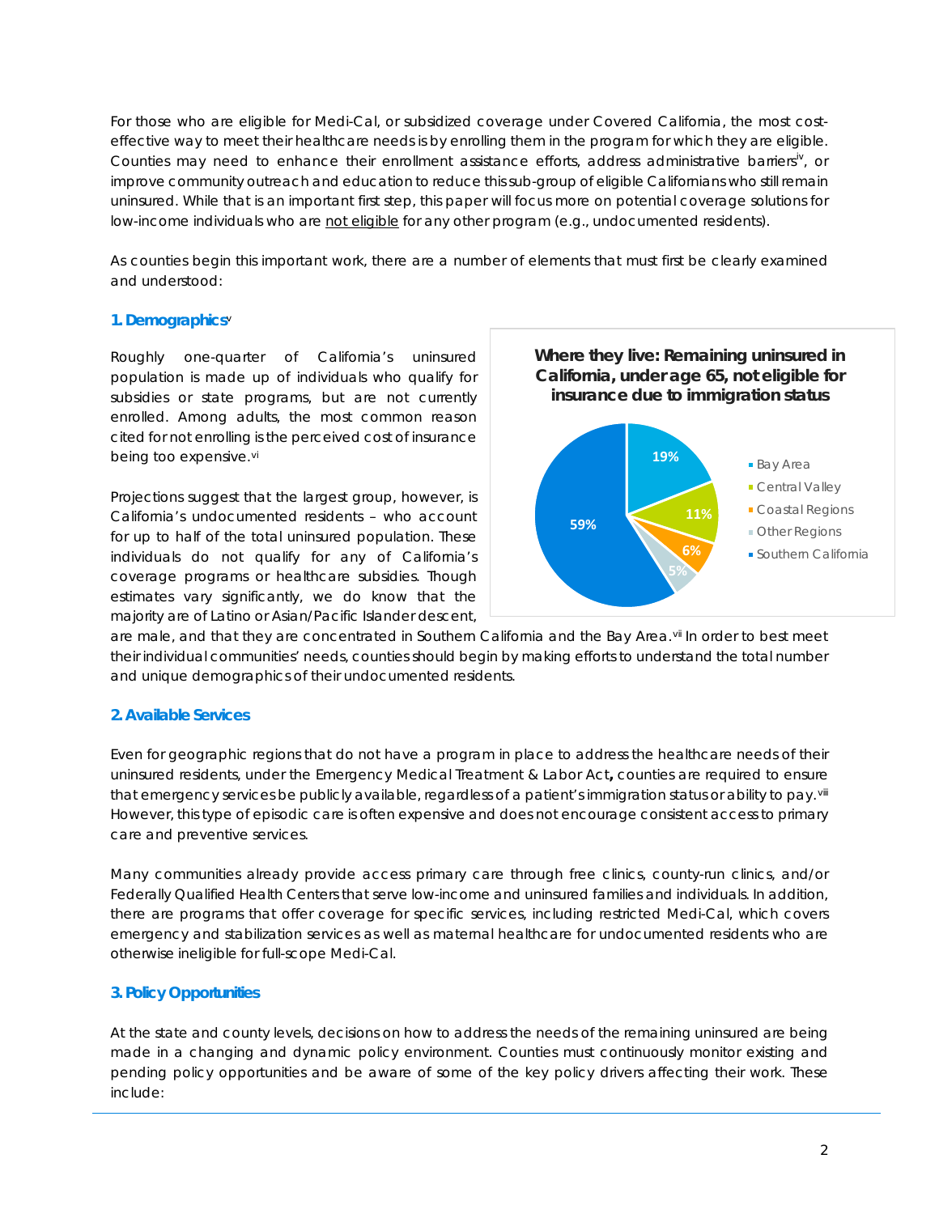For those who are eligible for Medi-Cal, or subsidized coverage under Covered California, the most cost-effective way to meet their healthcare needs is by enrolling them in the program for which they are eligible. Counties may need to enhance their enrollment assistance efforts, address administrative barriers[iv], or improve community outreach and education to reduce this sub-group of eligible Californians who still remain uninsured. While that is an important first step, this paper will focus more on potential coverage solutions for low-income individuals who are not eligible for any other program (e.g., undocumented residents).

As counties begin this important work, there are a number of elements that must first be clearly examined and understood:

### 1. Demographics[v]

Roughly one-quarter of California's uninsured population is made up of individuals who qualify for subsidies or state programs, but are not currently enrolled. Among adults, the most common reason cited for not enrolling is the perceived cost of insurance being too expensive.[vi]

Projections suggest that the largest group, however, is California's undocumented residents – who account for up to half of the total uninsured population. These individuals do not qualify for any of California's coverage programs or healthcare subsidies. Though estimates vary significantly, we do know that the majority are of Latino or Asian/Pacific Islander descent, are male, and that they are concentrated in Southern California and the Bay Area.[vii] In order to best meet their individual communities' needs, counties should begin by making efforts to understand the total number and unique demographics of their undocumented residents.

**Where they live: Remaining uninsured in California, under age 65, not eligible for insurance due to immigration status**

| Region | Share |
|---|---|
| Bay Area | 19% |
| Central Valley | 11% |
| Coastal Regions | 6% |
| Other Regions | 5% |
| Southern California | 59% |

### 2. Available Services

Even for geographic regions that do not have a program in place to address the healthcare needs of their uninsured residents, under the Emergency Medical Treatment & Labor Act**,** counties are required to ensure that emergency services be publicly available, regardless of a patient's immigration status or ability to pay.[viii] However, this type of episodic care is often expensive and does not encourage consistent access to primary care and preventive services.

Many communities already provide access primary care through free clinics, county-run clinics, and/or Federally Qualified Health Centers that serve low-income and uninsured families and individuals. In addition, there are programs that offer coverage for specific services, including restricted Medi-Cal, which covers emergency and stabilization services as well as maternal healthcare for undocumented residents who are otherwise ineligible for full-scope Medi-Cal.

### 3. Policy Opportunities

At the state and county levels, decisions on how to address the needs of the remaining uninsured are being made in a changing and dynamic policy environment. Counties must continuously monitor existing and pending policy opportunities and be aware of some of the key policy drivers affecting their work. These include: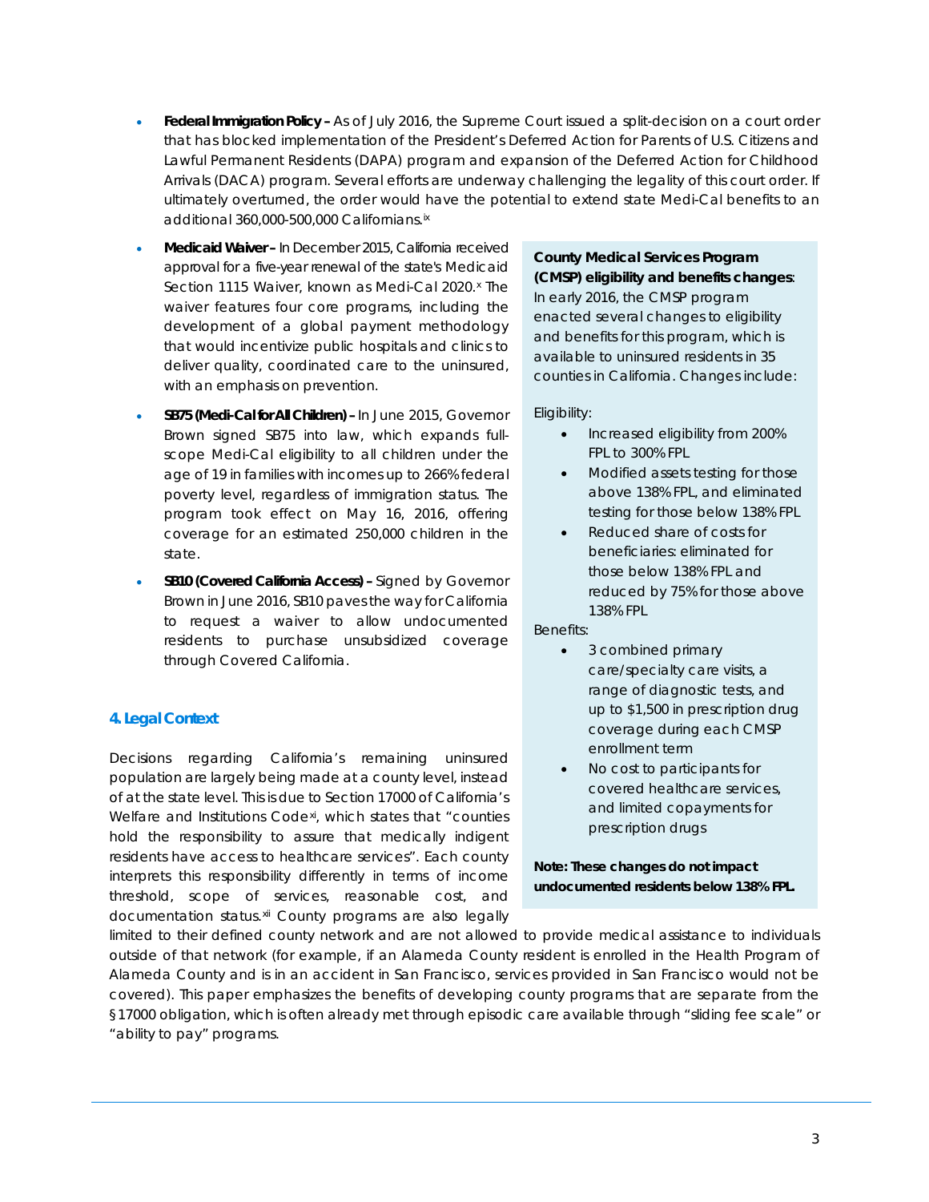- **Federal Immigration Policy –** As of July 2016, the Supreme Court issued a split-decision on a court order that has blocked implementation of the President's Deferred Action for Parents of U.S. Citizens and Lawful Permanent Residents (DAPA) program and expansion of the Deferred Action for Childhood Arrivals (DACA) program. Several efforts are underway challenging the legality of this court order. If ultimately overturned, the order would have the potential to extend state Medi-Cal benefits to an additional 360,000-500,000 Californians.[ix]
- **Medicaid Waiver –** In December 2015, California received approval for a five-year renewal of the state's Medicaid Section 1115 Waiver, known as Medi-Cal 2020.[x] The waiver features four core programs, including the development of a global payment methodology that would incentivize public hospitals and clinics to deliver quality, coordinated care to the uninsured, with an emphasis on prevention.
- **SB75 (Medi-Cal for All Children) –** In June 2015, Governor Brown signed SB75 into law, which expands full-scope Medi-Cal eligibility to all children under the age of 19 in families with incomes up to 266% federal poverty level, regardless of immigration status. The program took effect on May 16, 2016, offering coverage for an estimated 250,000 children in the state.
- **SB10 (Covered California Access) –** Signed by Governor Brown in June 2016, SB10 paves the way for California to request a waiver to allow undocumented residents to purchase unsubsidized coverage through Covered California.

**County Medical Services Program (CMSP) eligibility and benefits changes**: In early 2016, the CMSP program enacted several changes to eligibility and benefits for this program, which is available to uninsured residents in 35 counties in California. Changes include:

Eligibility:

- Increased eligibility from 200% FPL to 300% FPL
- Modified assets testing for those above 138% FPL, and eliminated testing for those below 138% FPL
- Reduced share of costs for beneficiaries: eliminated for those below 138% FPL and reduced by 75% for those above 138% FPL

Benefits:

- 3 combined primary care/specialty care visits, a range of diagnostic tests, and up to $1,500 in prescription drug coverage during each CMSP enrollment term
- No cost to participants for covered healthcare services, and limited copayments for prescription drugs

**Note: These changes do not impact undocumented residents below 138% FPL.**

## 4. Legal Context

Decisions regarding California's remaining uninsured population are largely being made at a county level, instead of at the state level. This is due to Section 17000 of California's Welfare and Institutions Code[xi], which states that "counties hold the responsibility to assure that medically indigent residents have access to healthcare services". Each county interprets this responsibility differently in terms of income threshold, scope of services, reasonable cost, and documentation status.[xii] County programs are also legally limited to their defined county network and are not allowed to provide medical assistance to individuals outside of that network (for example, if an Alameda County resident is enrolled in the Health Program of Alameda County and is in an accident in San Francisco, services provided in San Francisco would not be covered). This paper emphasizes the benefits of developing county programs that are separate from the §17000 obligation, which is often already met through episodic care available through "sliding fee scale" or "ability to pay" programs.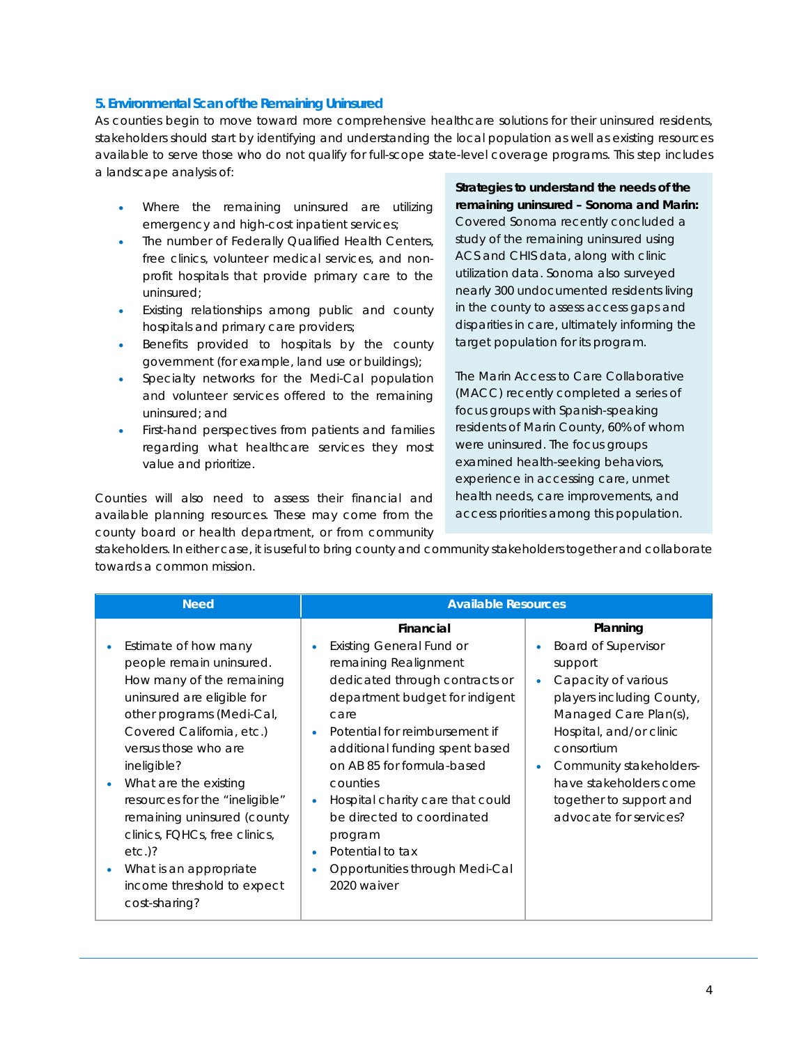### 5. Environmental Scan of the Remaining Uninsured

As counties begin to move toward more comprehensive healthcare solutions for their uninsured residents, stakeholders should start by identifying and understanding the local population as well as existing resources available to serve those who do not qualify for full-scope state-level coverage programs. This step includes a landscape analysis of:

- Where the remaining uninsured are utilizing emergency and high-cost inpatient services;
- The number of Federally Qualified Health Centers, free clinics, volunteer medical services, and non-profit hospitals that provide primary care to the uninsured;
- Existing relationships among public and county hospitals and primary care providers;
- Benefits provided to hospitals by the county government (for example, land use or buildings);
- Specialty networks for the Medi-Cal population and volunteer services offered to the remaining uninsured; and
- First-hand perspectives from patients and families regarding what healthcare services they most value and prioritize.

Counties will also need to assess their financial and available planning resources. These may come from the county board or health department, or from community stakeholders. In either case, it is useful to bring county and community stakeholders together and collaborate towards a common mission.

**Strategies to understand the needs of the remaining uninsured – Sonoma and Marin:** Covered Sonoma recently concluded a study of the remaining uninsured using ACS and CHIS data, along with clinic utilization data. Sonoma also surveyed nearly 300 undocumented residents living in the county to assess access gaps and disparities in care, ultimately informing the target population for its program.

The Marin Access to Care Collaborative (MACC) recently completed a series of focus groups with Spanish-speaking residents of Marin County, 60% of whom were uninsured. The focus groups examined health-seeking behaviors, experience in accessing care, unmet health needs, care improvements, and access priorities among this population.

| Need | Available Resources | |
|---|---|---|
| | **Financial** | **Planning** |
| • Estimate of how many people remain uninsured. How many of the remaining uninsured are eligible for other programs (Medi-Cal, Covered California, etc.) versus those who are ineligible?<br>• What are the existing resources for the "ineligible" remaining uninsured (county clinics, FQHCs, free clinics, etc.)?<br>• What is an appropriate income threshold to expect cost-sharing? | • Existing General Fund or remaining Realignment dedicated through contracts or department budget for indigent care<br>• Potential for reimbursement if additional funding spent based on AB 85 for formula-based counties<br>• Hospital charity care that could be directed to coordinated program<br>• Potential to tax<br>• Opportunities through Medi-Cal 2020 waiver | • Board of Supervisor support<br>• Capacity of various players including County, Managed Care Plan(s), Hospital, and/or clinic consortium<br>• Community stakeholders- have stakeholders come together to support and advocate for services? |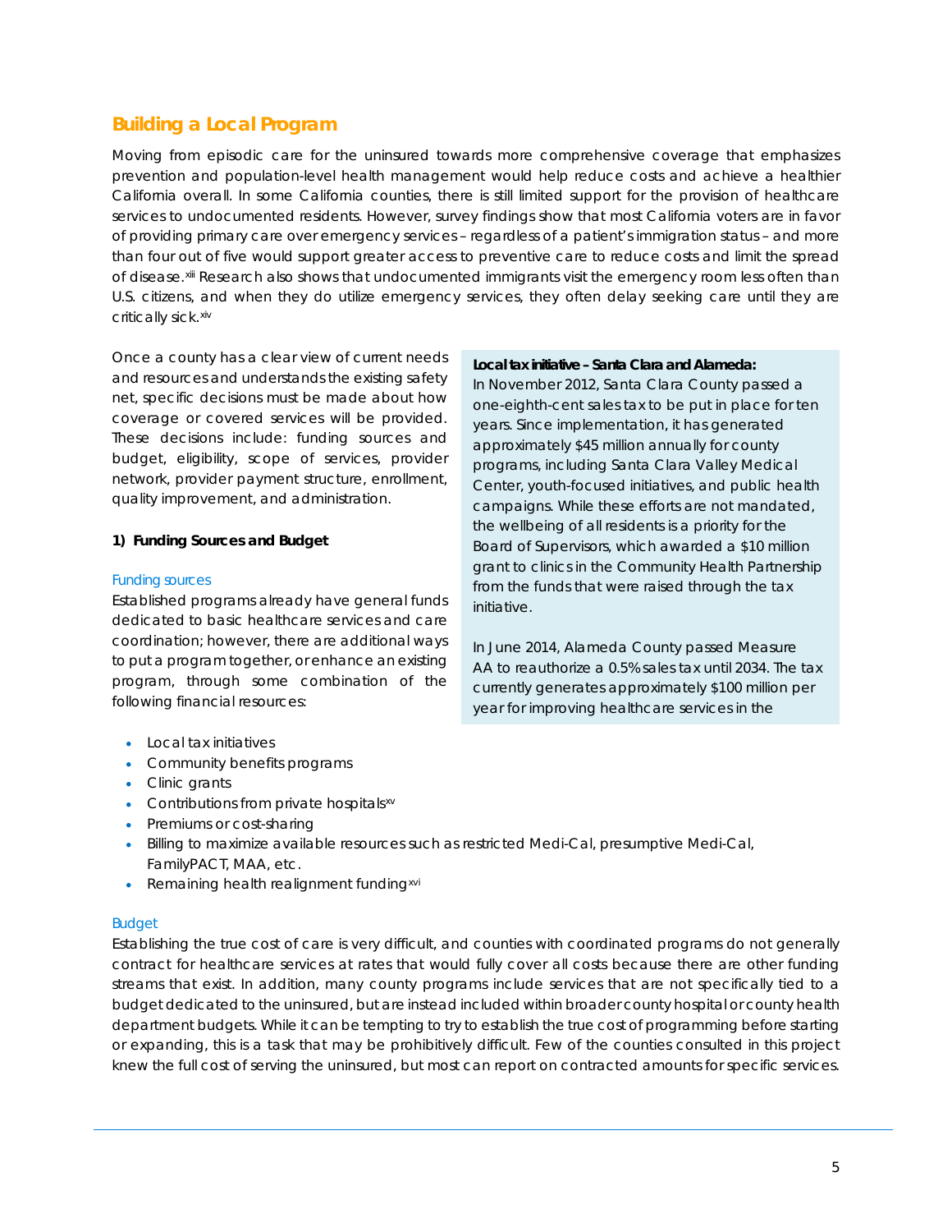## Building a Local Program

Moving from episodic care for the uninsured towards more comprehensive coverage that emphasizes prevention and population-level health management would help reduce costs and achieve a healthier California overall. In some California counties, there is still limited support for the provision of healthcare services to undocumented residents. However, survey findings show that most California voters are in favor of providing primary care over emergency services – regardless of a patient's immigration status – and more than four out of five would support greater access to preventive care to reduce costs and limit the spread of disease.[xiii] Research also shows that undocumented immigrants visit the emergency room less often than U.S. citizens, and when they do utilize emergency services, they often delay seeking care until they are critically sick.[xiv]

Once a county has a clear view of current needs and resources and understands the existing safety net, specific decisions must be made about how coverage or covered services will be provided. These decisions include: funding sources and budget, eligibility, scope of services, provider network, provider payment structure, enrollment, quality improvement, and administration.

**1) Funding Sources and Budget**

### Funding sources

Established programs already have general funds dedicated to basic healthcare services and care coordination; however, there are additional ways to put a program together, or enhance an existing program, through some combination of the following financial resources:

- Local tax initiatives
- Community benefits programs
- Clinic grants
- Contributions from private hospitals[xv]
- Premiums or cost-sharing
- Billing to maximize available resources such as restricted Medi-Cal, presumptive Medi-Cal, FamilyPACT, MAA, etc.
- Remaining health realignment funding[xvi]

> **Local tax initiative – Santa Clara and Alameda:**
> *In November 2012, Santa Clara County passed a one-eighth-cent sales tax to be put in place for ten years. Since implementation, it has generated approximately $45 million annually for county programs, including Santa Clara Valley Medical Center, youth-focused initiatives, and public health campaigns. While these efforts are not mandated, the wellbeing of all residents is a priority for the Board of Supervisors, which awarded a $10 million grant to clinics in the Community Health Partnership from the funds that were raised through the tax initiative.*
>
> *In June 2014, Alameda County passed Measure AA to reauthorize a 0.5% sales tax until 2034. The tax currently generates approximately $100 million per year for improving healthcare services in the*

### Budget

Establishing the true cost of care is very difficult, and counties with coordinated programs do not generally contract for healthcare services at rates that would fully cover all costs because there are other funding streams that exist. In addition, many county programs include services that are not specifically tied to a budget dedicated to the uninsured, but are instead included within broader county hospital or county health department budgets. While it can be tempting to try to establish the true cost of programming before starting or expanding, this is a task that may be prohibitively difficult. Few of the counties consulted in this project knew the full cost of serving the uninsured, but most can report on contracted amounts for specific services.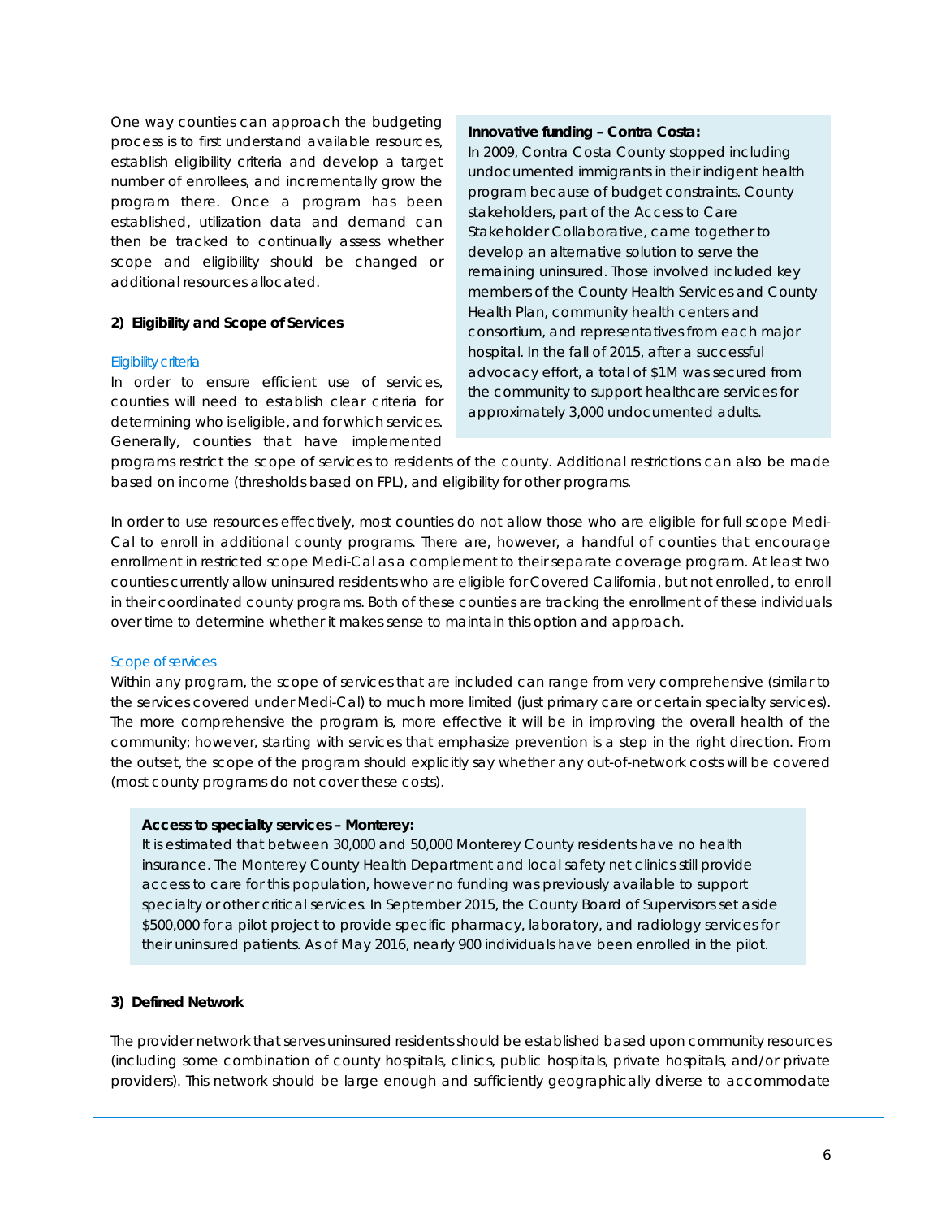One way counties can approach the budgeting process is to first understand available resources, establish eligibility criteria and develop a target number of enrollees, and incrementally grow the program there. Once a program has been established, utilization data and demand can then be tracked to continually assess whether scope and eligibility should be changed or additional resources allocated.

> **Innovative funding – Contra Costa:**
> In 2009, Contra Costa County stopped including undocumented immigrants in their indigent health program because of budget constraints. County stakeholders, part of the Access to Care Stakeholder Collaborative, came together to develop an alternative solution to serve the remaining uninsured. Those involved included key members of the County Health Services and County Health Plan, community health centers and consortium, and representatives from each major hospital. In the fall of 2015, after a successful advocacy effort, a total of $1M was secured from the community to support healthcare services for approximately 3,000 undocumented adults.

## 2) Eligibility and Scope of Services

### Eligibility criteria

In order to ensure efficient use of services, counties will need to establish clear criteria for determining who is eligible, and for which services. Generally, counties that have implemented programs restrict the scope of services to residents of the county. Additional restrictions can also be made based on income (thresholds based on FPL), and eligibility for other programs.

In order to use resources effectively, most counties do not allow those who are eligible for full scope Medi-Cal to enroll in additional county programs. There are, however, a handful of counties that encourage enrollment in restricted scope Medi-Cal as a complement to their separate coverage program. At least two counties currently allow uninsured residents who are eligible for Covered California, but not enrolled, to enroll in their coordinated county programs. Both of these counties are tracking the enrollment of these individuals over time to determine whether it makes sense to maintain this option and approach.

### Scope of services

Within any program, the scope of services that are included can range from very comprehensive (similar to the services covered under Medi-Cal) to much more limited (just primary care or certain specialty services). The more comprehensive the program is, more effective it will be in improving the overall health of the community; however, starting with services that emphasize prevention is a step in the right direction. From the outset, the scope of the program should explicitly say whether any out-of-network costs will be covered (most county programs do not cover these costs).

> **Access to specialty services – Monterey:**
> It is estimated that between 30,000 and 50,000 Monterey County residents have no health insurance. The Monterey County Health Department and local safety net clinics still provide access to care for this population, however no funding was previously available to support specialty or other critical services. In September 2015, the County Board of Supervisors set aside $500,000 for a pilot project to provide specific pharmacy, laboratory, and radiology services for their uninsured patients. As of May 2016, nearly 900 individuals have been enrolled in the pilot.

## 3) Defined Network

The provider network that serves uninsured residents should be established based upon community resources (including some combination of county hospitals, clinics, public hospitals, private hospitals, and/or private providers). This network should be large enough and sufficiently geographically diverse to accommodate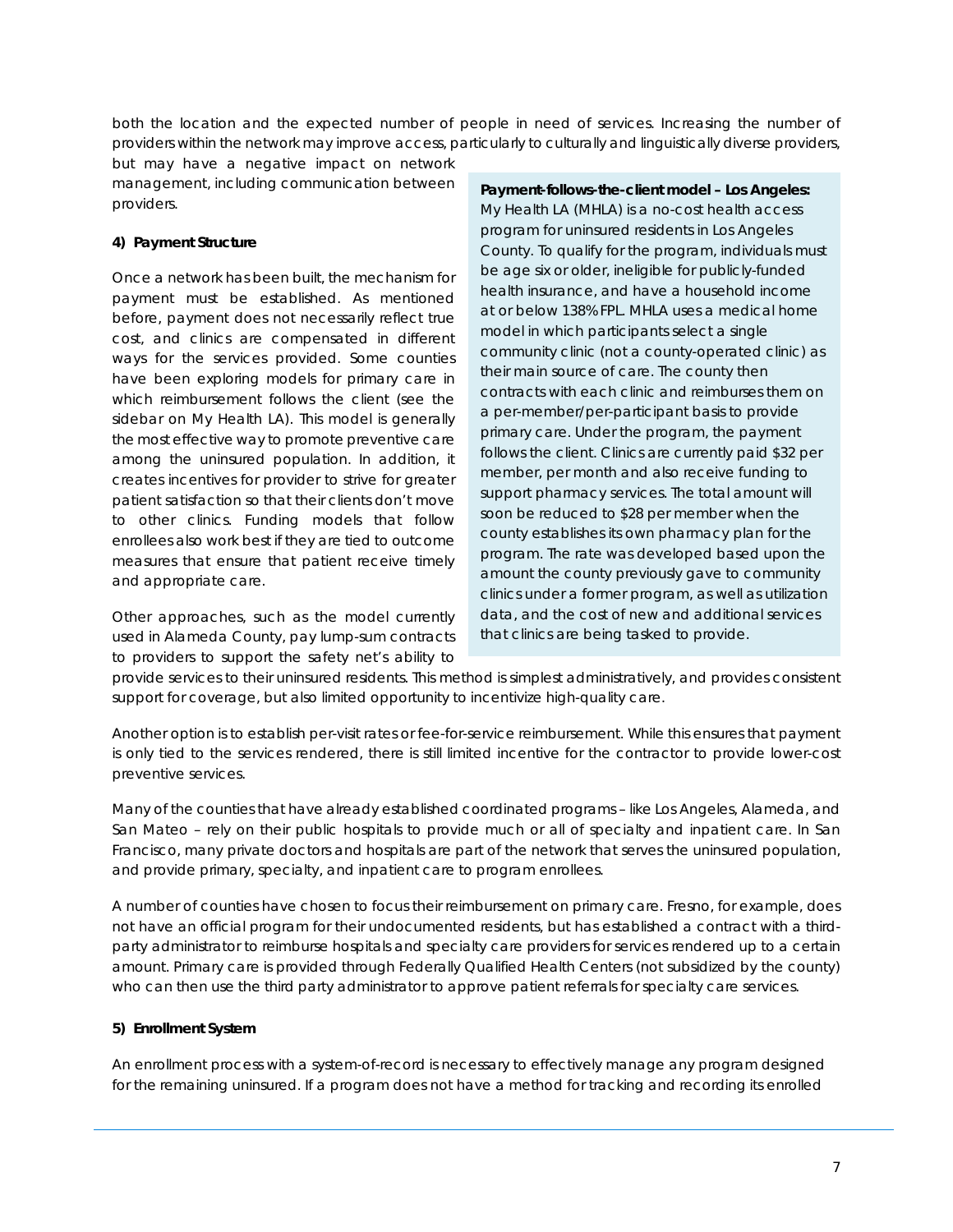both the location and the expected number of people in need of services. Increasing the number of providers within the network may improve access, particularly to culturally and linguistically diverse providers, but may have a negative impact on network management, including communication between providers.

**4) Payment Structure**

Once a network has been built, the mechanism for payment must be established. As mentioned before, payment does not necessarily reflect true cost, and clinics are compensated in different ways for the services provided. Some counties have been exploring models for primary care in which reimbursement follows the client (see the sidebar on My Health LA). This model is generally the most effective way to promote preventive care among the uninsured population. In addition, it creates incentives for provider to strive for greater patient satisfaction so that their clients don't move to other clinics. Funding models that follow enrollees also work best if they are tied to outcome measures that ensure that patient receive timely and appropriate care.

Other approaches, such as the model currently used in Alameda County, pay lump-sum contracts to providers to support the safety net's ability to provide services to their uninsured residents. This method is simplest administratively, and provides consistent support for coverage, but also limited opportunity to incentivize high-quality care.

> **Payment-follows-the-client model – Los Angeles:** My Health LA (MHLA) is a no-cost health access program for uninsured residents in Los Angeles County. To qualify for the program, individuals must be age six or older, ineligible for publicly-funded health insurance, and have a household income at or below 138% FPL. MHLA uses a medical home model in which participants select a single community clinic (not a county-operated clinic) as their main source of care. The county then contracts with each clinic and reimburses them on a per-member/per-participant basis to provide primary care. Under the program, the payment follows the client. Clinics are currently paid $32 per member, per month and also receive funding to support pharmacy services. The total amount will soon be reduced to $28 per member when the county establishes its own pharmacy plan for the program. The rate was developed based upon the amount the county previously gave to community clinics under a former program, as well as utilization data, and the cost of new and additional services that clinics are being tasked to provide.

Another option is to establish per-visit rates or fee-for-service reimbursement. While this ensures that payment is only tied to the services rendered, there is still limited incentive for the contractor to provide lower-cost preventive services.

Many of the counties that have already established coordinated programs – like Los Angeles, Alameda, and San Mateo – rely on their public hospitals to provide much or all of specialty and inpatient care. In San Francisco, many private doctors and hospitals are part of the network that serves the uninsured population, and provide primary, specialty, and inpatient care to program enrollees.

A number of counties have chosen to focus their reimbursement on primary care. Fresno, for example, does not have an official program for their undocumented residents, but has established a contract with a third-party administrator to reimburse hospitals and specialty care providers for services rendered up to a certain amount. Primary care is provided through Federally Qualified Health Centers (not subsidized by the county) who can then use the third party administrator to approve patient referrals for specialty care services.

**5) Enrollment System**

An enrollment process with a system-of-record is necessary to effectively manage any program designed for the remaining uninsured. If a program does not have a method for tracking and recording its enrolled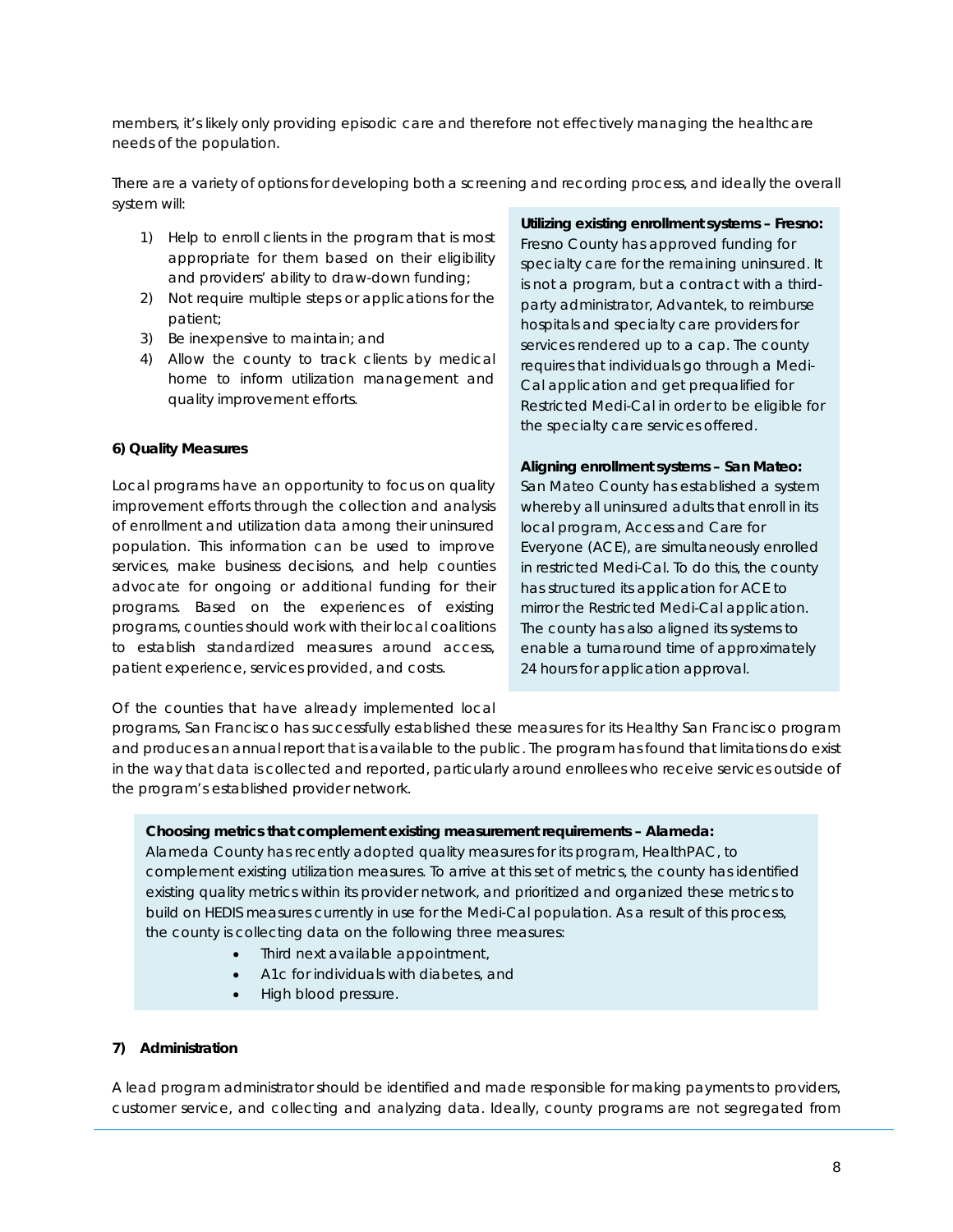members, it's likely only providing episodic care and therefore not effectively managing the healthcare needs of the population.

There are a variety of options for developing both a screening and recording process, and ideally the overall system will:

1) Help to enroll clients in the program that is most appropriate for them based on their eligibility and providers' ability to draw-down funding;
2) Not require multiple steps or applications for the patient;
3) Be inexpensive to maintain; and
4) Allow the county to track clients by medical home to inform utilization management and quality improvement efforts.

**Utilizing existing enrollment systems – Fresno:** Fresno County has approved funding for specialty care for the remaining uninsured. It is not a program, but a contract with a third-party administrator, Advantek, to reimburse hospitals and specialty care providers for services rendered up to a cap. The county requires that individuals go through a Medi-Cal application and get prequalified for Restricted Medi-Cal in order to be eligible for the specialty care services offered.

**Aligning enrollment systems – San Mateo:** San Mateo County has established a system whereby all uninsured adults that enroll in its local program, Access and Care for Everyone (ACE), are simultaneously enrolled in restricted Medi-Cal. To do this, the county has structured its application for ACE to mirror the Restricted Medi-Cal application. The county has also aligned its systems to enable a turnaround time of approximately 24 hours for application approval.

**6) Quality Measures**

Local programs have an opportunity to focus on quality improvement efforts through the collection and analysis of enrollment and utilization data among their uninsured population. This information can be used to improve services, make business decisions, and help counties advocate for ongoing or additional funding for their programs. Based on the experiences of existing programs, counties should work with their local coalitions to establish standardized measures around access, patient experience, services provided, and costs.

Of the counties that have already implemented local programs, San Francisco has successfully established these measures for its Healthy San Francisco program and produces an annual report that is available to the public. The program has found that limitations do exist in the way that data is collected and reported, particularly around enrollees who receive services outside of the program's established provider network.

**Choosing metrics that complement existing measurement requirements – Alameda:** Alameda County has recently adopted quality measures for its program, HealthPAC, to complement existing utilization measures. To arrive at this set of metrics, the county has identified existing quality metrics within its provider network, and prioritized and organized these metrics to build on HEDIS measures currently in use for the Medi-Cal population. As a result of this process, the county is collecting data on the following three measures:

- Third next available appointment,
- A1c for individuals with diabetes, and
- High blood pressure.

**7) Administration**

A lead program administrator should be identified and made responsible for making payments to providers, customer service, and collecting and analyzing data. Ideally, county programs are not segregated from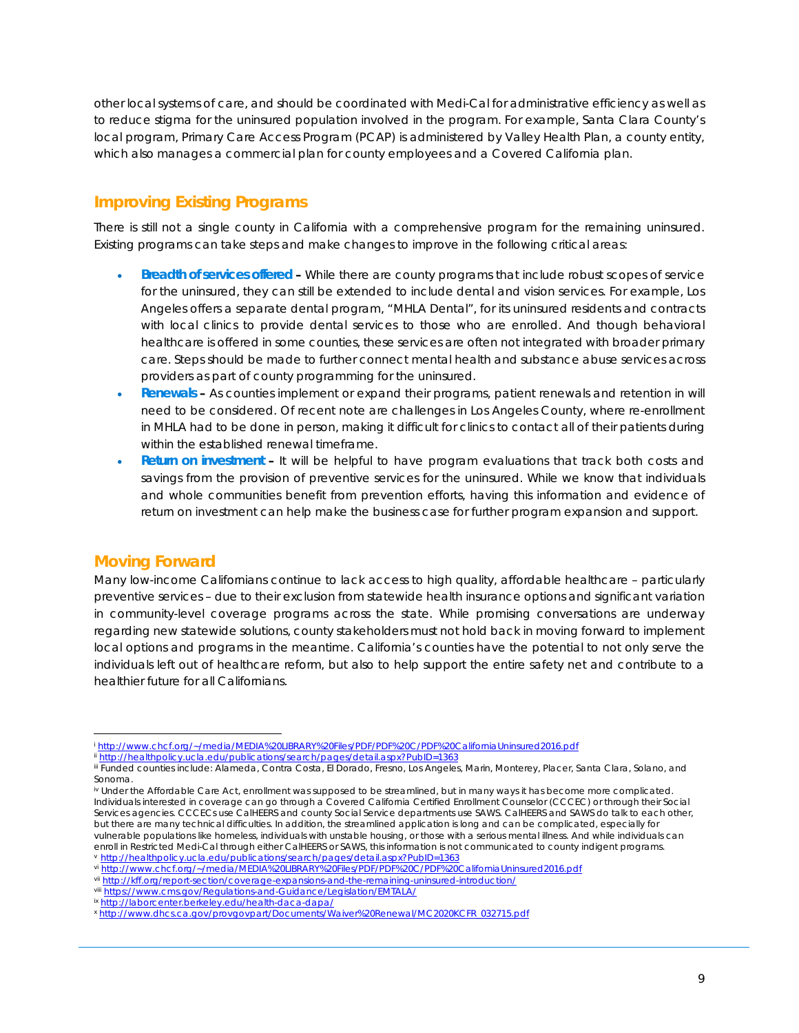other local systems of care, and should be coordinated with Medi-Cal for administrative efficiency as well as to reduce stigma for the uninsured population involved in the program. For example, Santa Clara County's local program, Primary Care Access Program (PCAP) is administered by Valley Health Plan, a county entity, which also manages a commercial plan for county employees and a Covered California plan.

## Improving Existing Programs

There is still not a single county in California with a comprehensive program for the remaining uninsured. Existing programs can take steps and make changes to improve in the following critical areas:

- **Breadth of services offered –** While there are county programs that include robust scopes of service for the uninsured, they can still be extended to include dental and vision services. For example, Los Angeles offers a separate dental program, "MHLA Dental", for its uninsured residents and contracts with local clinics to provide dental services to those who are enrolled. And though behavioral healthcare is offered in some counties, these services are often not integrated with broader primary care. Steps should be made to further connect mental health and substance abuse services across providers as part of county programming for the uninsured.
- **Renewals –** As counties implement or expand their programs, patient renewals and retention in will need to be considered. Of recent note are challenges in Los Angeles County, where re-enrollment in MHLA had to be done in person, making it difficult for clinics to contact all of their patients during within the established renewal timeframe.
- **Return on investment –** It will be helpful to have program evaluations that track both costs and savings from the provision of preventive services for the uninsured. While we know that individuals and whole communities benefit from prevention efforts, having this information and evidence of return on investment can help make the business case for further program expansion and support.

## Moving Forward

Many low-income Californians continue to lack access to high quality, affordable healthcare – particularly preventive services – due to their exclusion from statewide health insurance options and significant variation in community-level coverage programs across the state. While promising conversations are underway regarding new statewide solutions, county stakeholders must not hold back in moving forward to implement local options and programs in the meantime. California's counties have the potential to not only serve the individuals left out of healthcare reform, but also to help support the entire safety net and contribute to a healthier future for all Californians.

---

[i] http://www.chcf.org/~/media/MEDIA%20LIBRARY%20Files/PDF/PDF%20C/PDF%20CaliforniaUninsured2016.pdf

[ii] http://healthpolicy.ucla.edu/publications/search/pages/detail.aspx?PubID=1363

[iii] Funded counties include: Alameda, Contra Costa, El Dorado, Fresno, Los Angeles, Marin, Monterey, Placer, Santa Clara, Solano, and Sonoma.

[iv] Under the Affordable Care Act, enrollment was supposed to be streamlined, but in many ways it has become more complicated. Individuals interested in coverage can go through a Covered California Certified Enrollment Counselor (CCCEC) or through their Social Services agencies. CCCECs use CalHEERS and county Social Service departments use SAWS. CalHEERS and SAWS do talk to each other, but there are many technical difficulties. In addition, the streamlined application is long and can be complicated, especially for vulnerable populations like homeless, individuals with unstable housing, or those with a serious mental illness. And while individuals can enroll in Restricted Medi-Cal through either CalHEERS or SAWS, this information is not communicated to county indigent programs.

[v] http://healthpolicy.ucla.edu/publications/search/pages/detail.aspx?PubID=1363

[vi] http://www.chcf.org/~/media/MEDIA%20LIBRARY%20Files/PDF/PDF%20C/PDF%20CaliforniaUninsured2016.pdf

[vii] http://kff.org/report-section/coverage-expansions-and-the-remaining-uninsured-introduction/

[viii] https://www.cms.gov/Regulations-and-Guidance/Legislation/EMTALA/

[ix] http://laborcenter.berkeley.edu/health-daca-dapa/

[x] http://www.dhcs.ca.gov/provgovpart/Documents/Waiver%20Renewal/MC2020KCFR_032715.pdf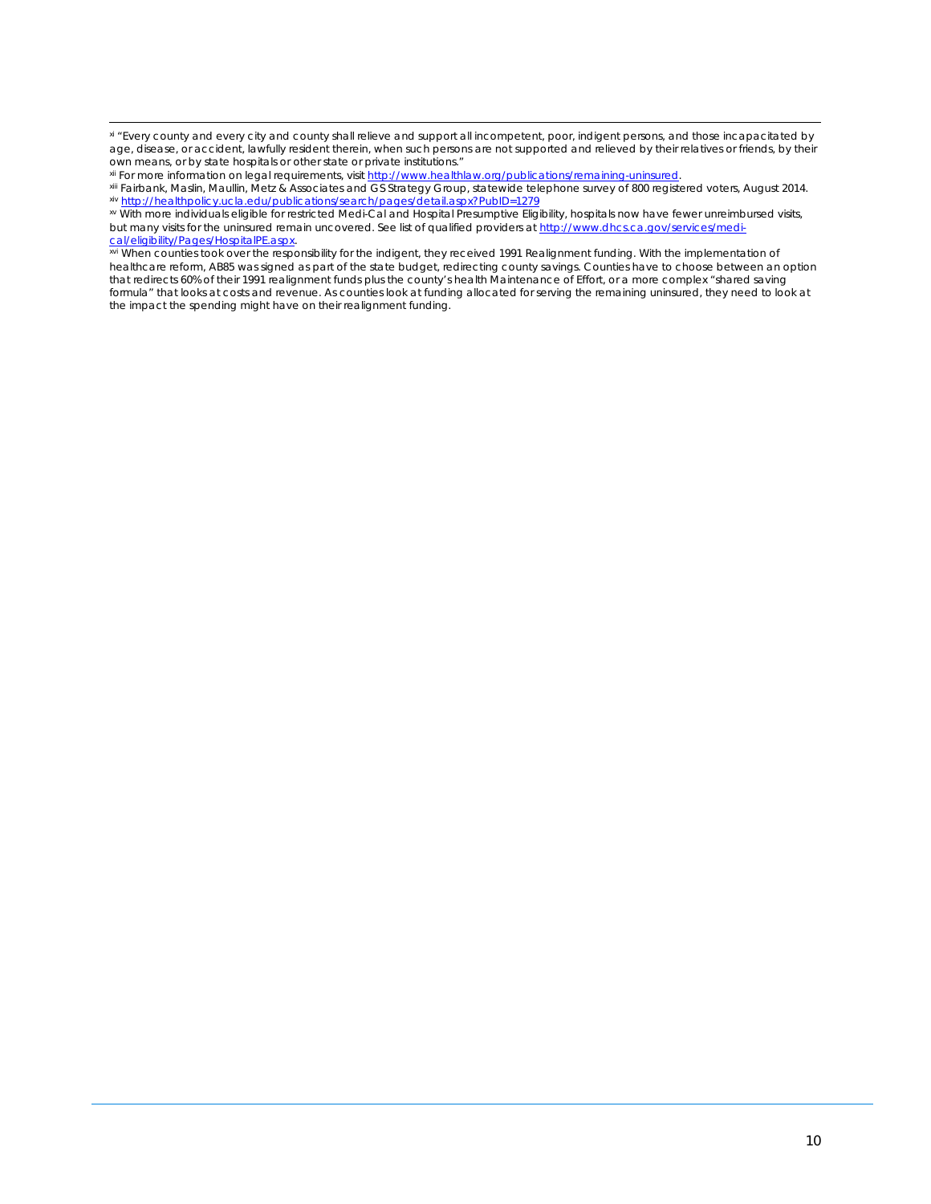[xi] "Every county and every city and county shall relieve and support all incompetent, poor, indigent persons, and those incapacitated by age, disease, or accident, lawfully resident therein, when such persons are not supported and relieved by their relatives or friends, by their own means, or by state hospitals or other state or private institutions."

[xii] For more information on legal requirements, visit http://www.healthlaw.org/publications/remaining-uninsured.

[xiii] Fairbank, Maslin, Maullin, Metz & Associates and GS Strategy Group, statewide telephone survey of 800 registered voters, August 2014.

[xiv] http://healthpolicy.ucla.edu/publications/search/pages/detail.aspx?PubID=1279

[xv] With more individuals eligible for restricted Medi-Cal and Hospital Presumptive Eligibility, hospitals now have fewer unreimbursed visits, but many visits for the uninsured remain uncovered. See list of qualified providers at http://www.dhcs.ca.gov/services/medi-cal/eligibility/Pages/HospitalPE.aspx.

[xvi] When counties took over the responsibility for the indigent, they received 1991 Realignment funding. With the implementation of healthcare reform, AB85 was signed as part of the state budget, redirecting county savings. Counties have to choose between an option that redirects 60% of their 1991 realignment funds plus the county's health Maintenance of Effort, or a more complex "shared saving formula" that looks at costs and revenue. As counties look at funding allocated for serving the remaining uninsured, they need to look at the impact the spending might have on their realignment funding.